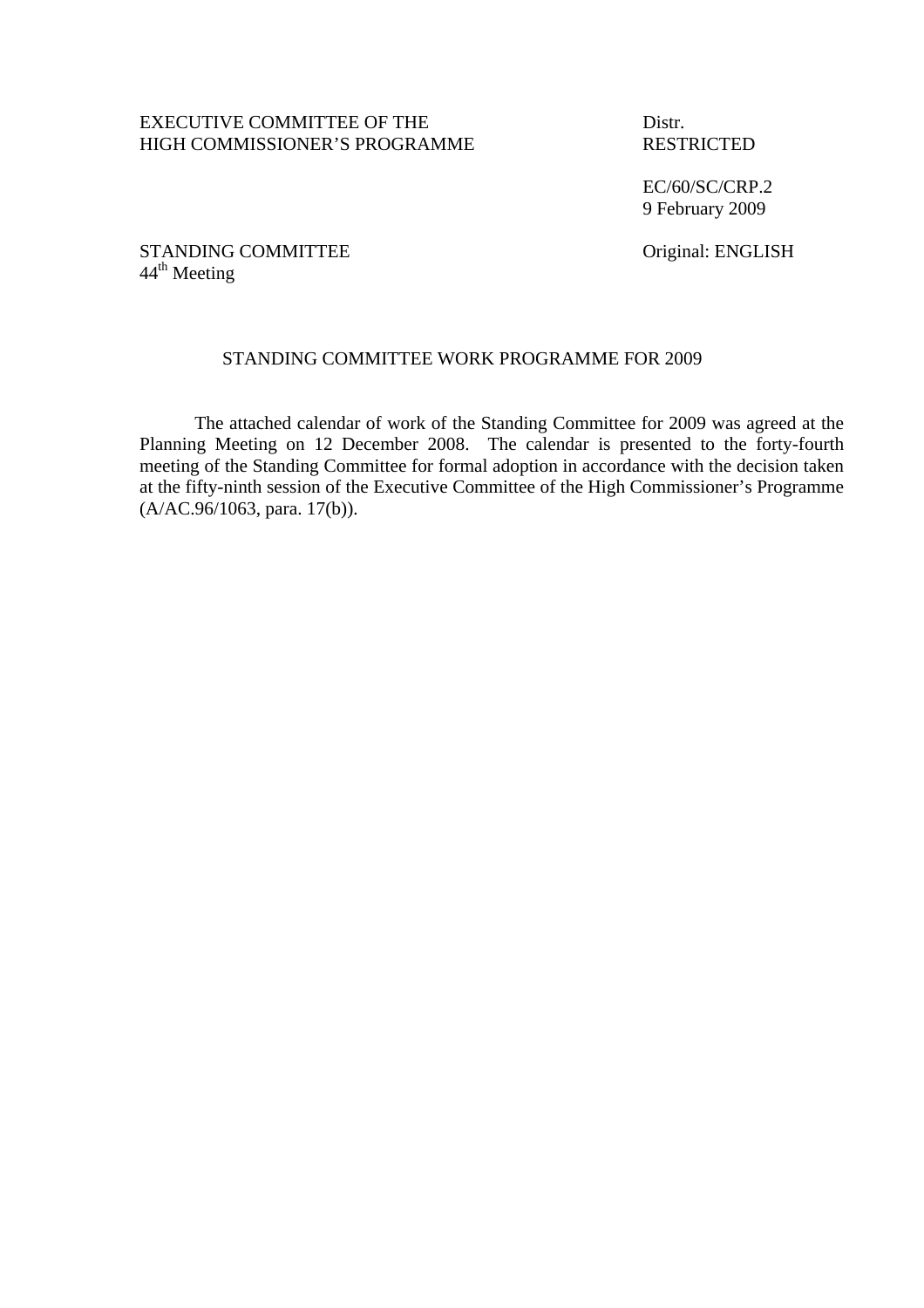EXECUTIVE COMMITTEE OF THE
HIGH COMMISSIONER'S PROGRAMME

Distr.
RESTRICTED

EC/60/SC/CRP.2
9 February 2009

STANDING COMMITTEE
44th Meeting

Original: ENGLISH

## STANDING COMMITTEE WORK PROGRAMME FOR 2009

The attached calendar of work of the Standing Committee for 2009 was agreed at the Planning Meeting on 12 December 2008. The calendar is presented to the forty-fourth meeting of the Standing Committee for formal adoption in accordance with the decision taken at the fifty-ninth session of the Executive Committee of the High Commissioner's Programme (A/AC.96/1063, para. 17(b)).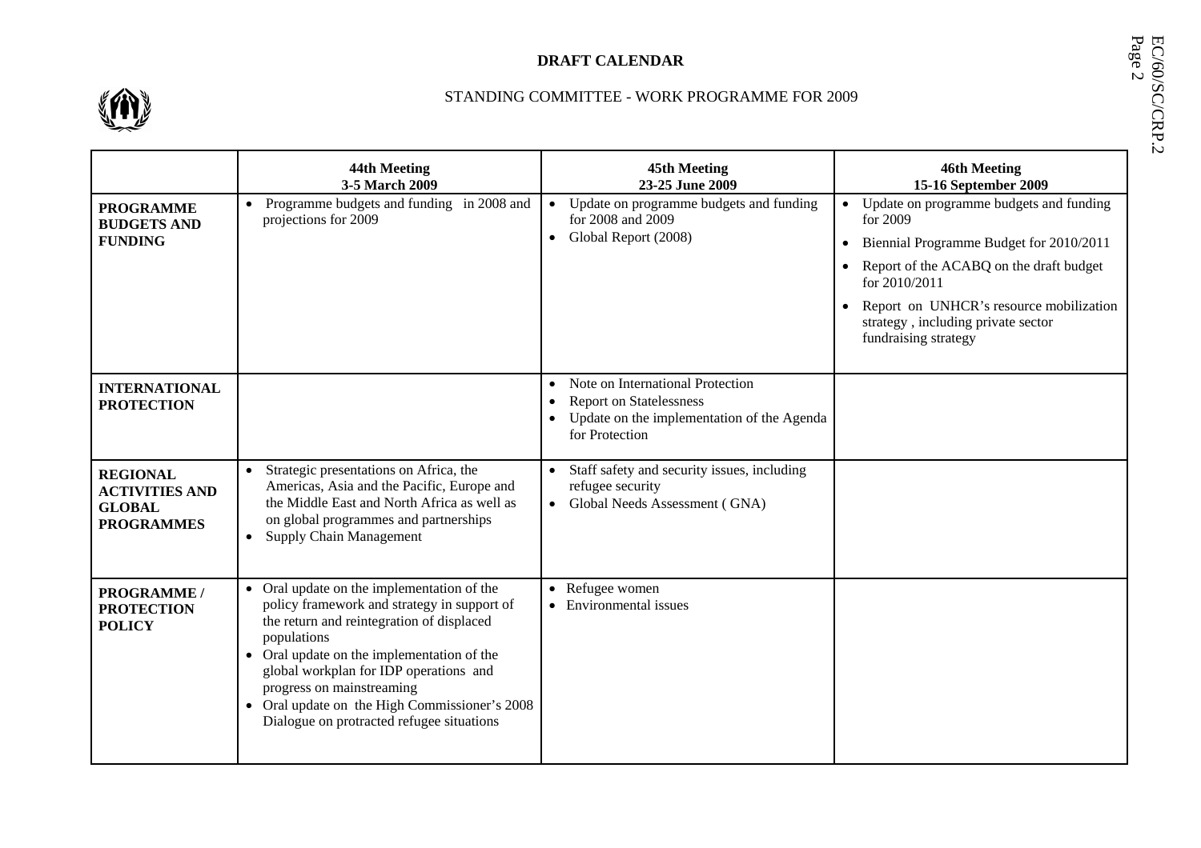**DRAFT CALENDAR**

STANDING COMMITTEE - WORK PROGRAMME FOR 2009

| | **44th Meeting 3-5 March 2009** | **45th Meeting 23-25 June 2009** | **46th Meeting 15-16 September 2009** |
|---|---|---|---|
| **PROGRAMME BUDGETS AND FUNDING** | • Programme budgets and funding in 2008 and projections for 2009 | • Update on programme budgets and funding for 2008 and 2009<br>• Global Report (2008) | • Update on programme budgets and funding for 2009<br>• Biennial Programme Budget for 2010/2011<br>• Report of the ACABQ on the draft budget for 2010/2011<br>• Report on UNHCR's resource mobilization strategy , including private sector fundraising strategy |
| **INTERNATIONAL PROTECTION** | | • Note on International Protection<br>• Report on Statelessness<br>• Update on the implementation of the Agenda for Protection | |
| **REGIONAL ACTIVITIES AND GLOBAL PROGRAMMES** | • Strategic presentations on Africa, the Americas, Asia and the Pacific, Europe and the Middle East and North Africa as well as on global programmes and partnerships<br>• Supply Chain Management | • Staff safety and security issues, including refugee security<br>• Global Needs Assessment ( GNA) | |
| **PROGRAMME / PROTECTION POLICY** | • Oral update on the implementation of the policy framework and strategy in support of the return and reintegration of displaced populations<br>• Oral update on the implementation of the global workplan for IDP operations and progress on mainstreaming<br>• Oral update on the High Commissioner's 2008 Dialogue on protracted refugee situations | • Refugee women<br>• Environmental issues | |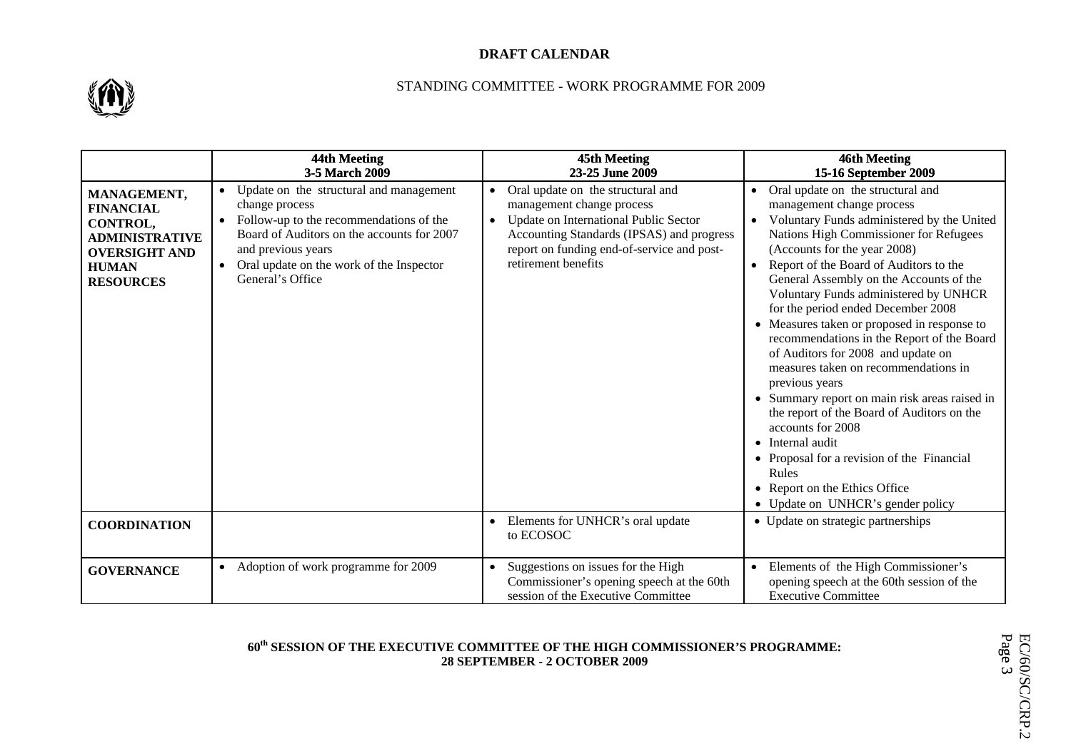**DRAFT CALENDAR**

STANDING COMMITTEE - WORK PROGRAMME FOR 2009

| | **44th Meeting**<br>**3-5 March 2009** | **45th Meeting**<br>**23-25 June 2009** | **46th Meeting**<br>**15-16 September 2009** |
|---|---|---|---|
| **MANAGEMENT, FINANCIAL CONTROL, ADMINISTRATIVE OVERSIGHT AND HUMAN RESOURCES** | • Update on the structural and management change process<br>• Follow-up to the recommendations of the Board of Auditors on the accounts for 2007 and previous years<br>• Oral update on the work of the Inspector General's Office | • Oral update on the structural and management change process<br>• Update on International Public Sector Accounting Standards (IPSAS) and progress report on funding end-of-service and post-retirement benefits | • Oral update on the structural and management change process<br>• Voluntary Funds administered by the United Nations High Commissioner for Refugees (Accounts for the year 2008)<br>• Report of the Board of Auditors to the General Assembly on the Accounts of the Voluntary Funds administered by UNHCR for the period ended December 2008<br>• Measures taken or proposed in response to recommendations in the Report of the Board of Auditors for 2008 and update on measures taken on recommendations in previous years<br>• Summary report on main risk areas raised in the report of the Board of Auditors on the accounts for 2008<br>• Internal audit<br>• Proposal for a revision of the Financial Rules<br>• Report on the Ethics Office<br>• Update on UNHCR's gender policy |
| **COORDINATION** | | • Elements for UNHCR's oral update to ECOSOC | • Update on strategic partnerships |
| **GOVERNANCE** | • Adoption of work programme for 2009 | • Suggestions on issues for the High Commissioner's opening speech at the 60th session of the Executive Committee | • Elements of the High Commissioner's opening speech at the 60th session of the Executive Committee |

**60th SESSION OF THE EXECUTIVE COMMITTEE OF THE HIGH COMMISSIONER'S PROGRAMME:**
**28 SEPTEMBER - 2 OCTOBER 2009**